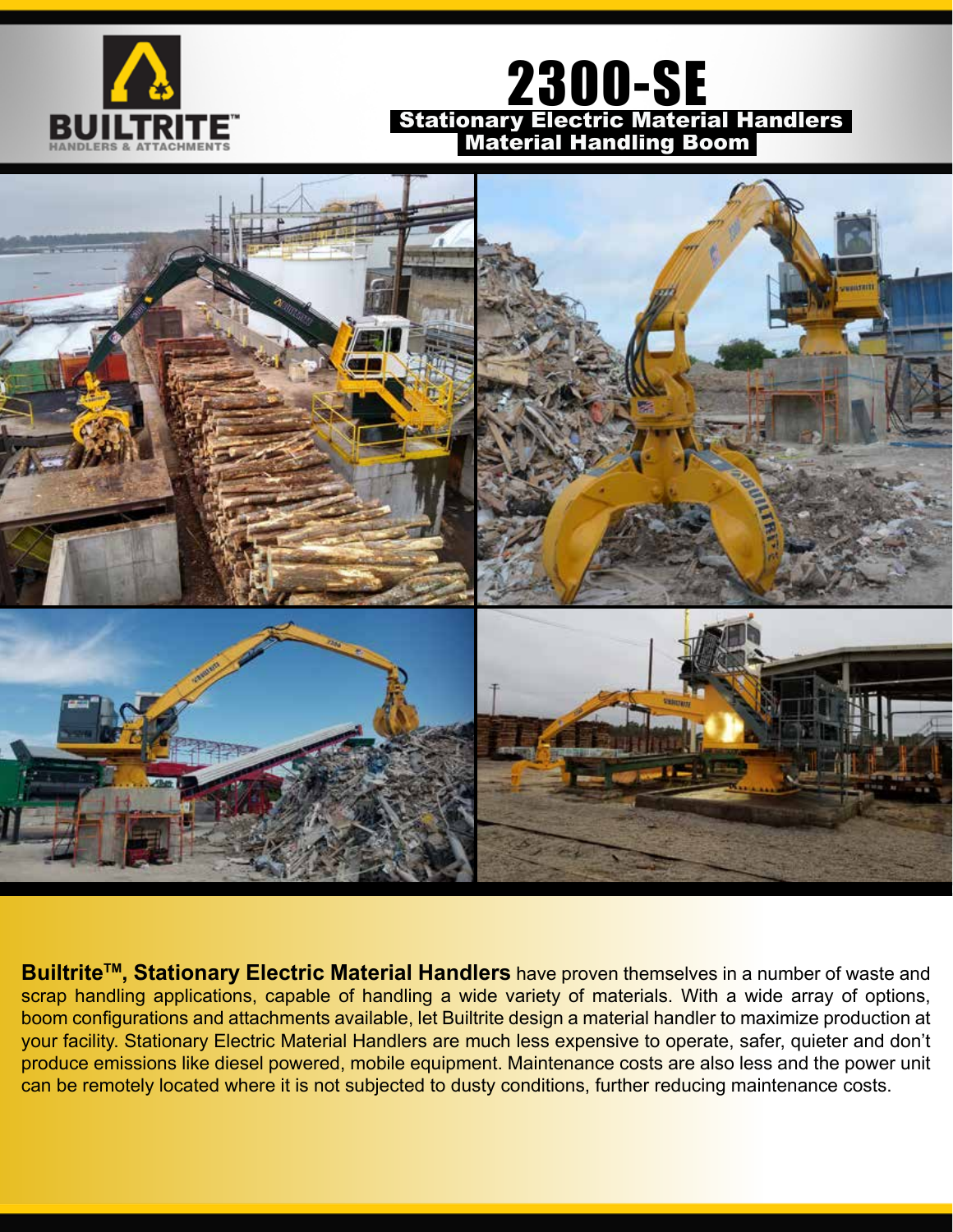BUILTRITE™
HANDLERS & ATTACHMENTS

# 2300-SE

## Stationary Electric Material Handlers
## Material Handling Boom

**Builtrite™, Stationary Electric Material Handlers** have proven themselves in a number of waste and scrap handling applications, capable of handling a wide variety of materials. With a wide array of options, boom configurations and attachments available, let Builtrite design a material handler to maximize production at your facility. Stationary Electric Material Handlers are much less expensive to operate, safer, quieter and don't produce emissions like diesel powered, mobile equipment. Maintenance costs are also less and the power unit can be remotely located where it is not subjected to dusty conditions, further reducing maintenance costs.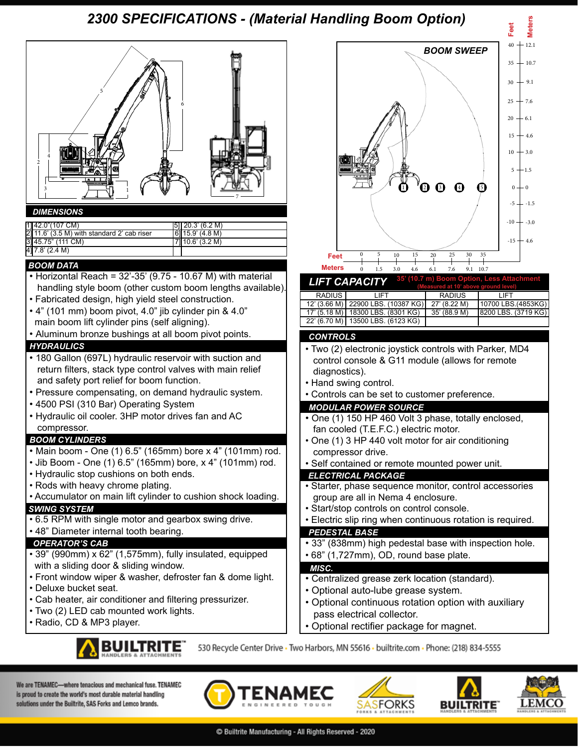# 2300 SPECIFICATIONS - (Material Handling Boom Option)

## DIMENSIONS

| | | | |
|---|---|---|---|
| 1 | 42.0" (107 CM) | 5 | 20.3' (6.2 M) |
| 2 | 11.6' (3.5 M) with standard 2' cab riser | 6 | 15.9' (4.8 M) |
| 3 | 45.75" (111 CM) | 7 | 10.6' (3.2 M) |
| 4 | 7.8' (2.4 M) | | |

## BOOM DATA

- Horizontal Reach = 32'-35' (9.75 - 10.67 M) with material handling style boom (other custom boom lengths available).
- Fabricated design, high yield steel construction.
- 4" (101 mm) boom pivot, 4.0" jib cylinder pin & 4.0" main boom lift cylinder pins (self aligning).
- Aluminum bronze bushings at all boom pivot points.

## HYDRAULICS

- 180 Gallon (697L) hydraulic reservoir with suction and return filters, stack type control valves with main relief and safety port relief for boom function.
- Pressure compensating, on demand hydraulic system.
- 4500 PSI (310 Bar) Operating System
- Hydraulic oil cooler. 3HP motor drives fan and AC compressor.

## BOOM CYLINDERS

- Main boom - One (1) 6.5" (165mm) bore x 4" (101mm) rod.
- Jib Boom - One (1) 6.5" (165mm) bore, x 4" (101mm) rod.
- Hydraulic stop cushions on both ends.
- Rods with heavy chrome plating.
- Accumulator on main lift cylinder to cushion shock loading.

## SWING SYSTEM

- 6.5 RPM with single motor and gearbox swing drive.
- 48" Diameter internal tooth bearing.

## OPERATOR'S CAB

- 39" (990mm) x 62" (1,575mm), fully insulated, equipped with a sliding door & sliding window.
- Front window wiper & washer, defroster fan & dome light.
- Deluxe bucket seat.
- Cab heater, air conditioner and filtering pressurizer.
- Two (2) LED cab mounted work lights.
- Radio, CD & MP3 player.

## BOOM SWEEP

Feet: 40, 35, 30, 25, 20, 15, 10, 5, 0, -5, -10, -15
Meters: 12.1, 10.7, 9.1, 7.6, 6.1, 4.6, 3.0, 1.5, 0, -1.5, -3.0, 4.6

Feet: 0, 5, 10, 15, 20, 25, 30, 35
Meters: 0, 1.5, 3.0, 4.6, 6.1, 7.6, 9.1, 10.7

1 2 3 4 5

## LIFT CAPACITY

35' (10.7 m) Boom Option, Less Attachment
(Measured at 10' above ground level)

| RADIUS | LIFT | RADIUS | LIFT |
|---|---|---|---|
| 12' (3.66 M) | 22900 LBS. (10387 KG) | 27' (8.22 M) | 10700 LBS.(4853KG) |
| 17' (5.18 M) | 18300 LBS. (8301 KG) | 35' (88.9 M) | 8200 LBS. (3719 KG) |
| 22' (6.70 M) | 13500 LBS. (6123 KG) | | |

## CONTROLS

- Two (2) electronic joystick controls with Parker, MD4 control console & G11 module (allows for remote diagnostics).
- Hand swing control.
- Controls can be set to customer preference.

## MODULAR POWER SOURCE

- One (1) 150 HP 460 Volt 3 phase, totally enclosed, fan cooled (T.E.F.C.) electric motor.
- One (1) 3 HP 440 volt motor for air conditioning compressor drive.
- Self contained or remote mounted power unit.

## ELECTRICAL PACKAGE

- Starter, phase sequence monitor, control accessories group are all in Nema 4 enclosure.
- Start/stop controls on control console.
- Electric slip ring when continuous rotation is required.

## PEDESTAL BASE

- 33" (838mm) high pedestal base with inspection hole.
- 68" (1,727mm), OD, round base plate.

## MISC.

- Centralized grease zerk location (standard).
- Optional auto-lube grease system.
- Optional continuous rotation option with auxiliary pass electrical collector.
- Optional rectifier package for magnet.

BUILTRITE HANDLERS & ATTACHMENTS
530 Recycle Center Drive · Two Harbors, MN 55616 · builtrite.com · Phone: (218) 834-5555

We are TENAMEC—where tenacious and mechanical fuse. TENAMEC is proud to create the world's most durable material handling solutions under the Builtrite, SAS Forks and Lemco brands.

TENAMEC ENGINEERED TOUGH · SASFORKS FORKS & ATTACHMENTS · BUILTRITE HANDLERS & ATTACHMENTS · LEMCO HANDLERS & ATTACHMENTS

© Builtrite Manufacturing - All Rights Reserved - 2020